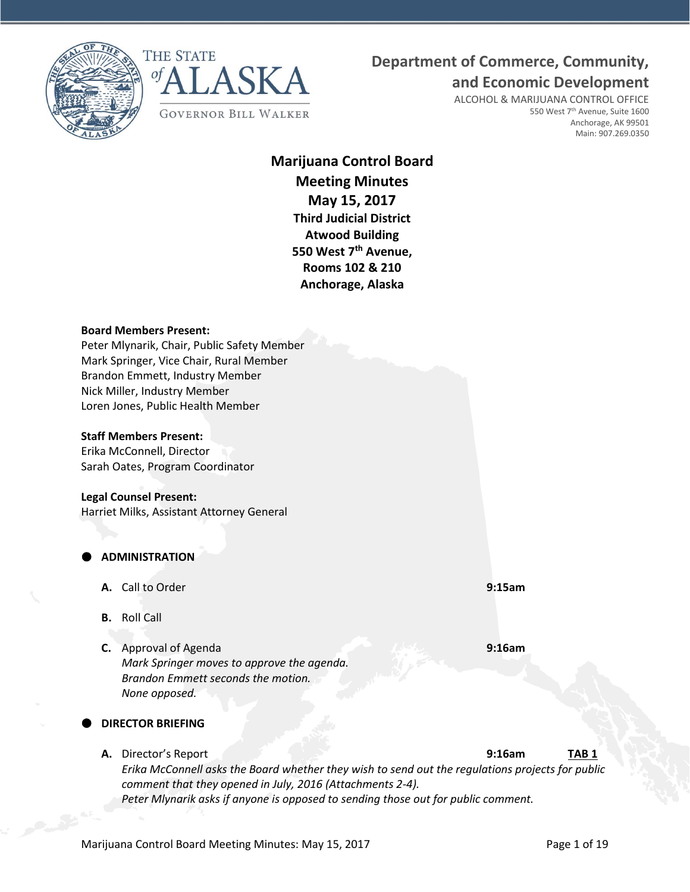THE STATE of ALASKA

GOVERNOR BILL WALKER

**Department of Commerce, Community, and Economic Development**

ALCOHOL & MARIJUANA CONTROL OFFICE
550 West 7th Avenue, Suite 1600
Anchorage, AK 99501
Main: 907.269.0350

# Marijuana Control Board Meeting Minutes

## May 15, 2017

**Third Judicial District**
**Atwood Building**
**550 West 7th Avenue,**
**Rooms 102 & 210**
**Anchorage, Alaska**

**Board Members Present:**
Peter Mlynarik, Chair, Public Safety Member
Mark Springer, Vice Chair, Rural Member
Brandon Emmett, Industry Member
Nick Miller, Industry Member
Loren Jones, Public Health Member

**Staff Members Present:**
Erika McConnell, Director
Sarah Oates, Program Coordinator

**Legal Counsel Present:**
Harriet Milks, Assistant Attorney General

- **ADMINISTRATION**

  **A.** Call to Order **9:15am**

  **B.** Roll Call

  **C.** Approval of Agenda **9:16am**
  *Mark Springer moves to approve the agenda.*
  *Brandon Emmett seconds the motion.*
  *None opposed.*

- **DIRECTOR BRIEFING**

  **A.** Director's Report **9:16am** **TAB 1**
  *Erika McConnell asks the Board whether they wish to send out the regulations projects for public comment that they opened in July, 2016 (Attachments 2-4).*
  *Peter Mlynarik asks if anyone is opposed to sending those out for public comment.*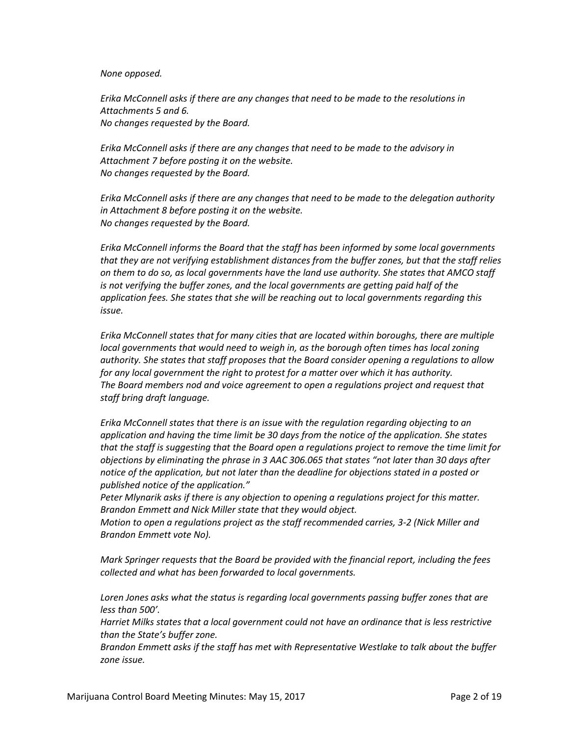*None opposed.*

*Erika McConnell asks if there are any changes that need to be made to the resolutions in Attachments 5 and 6.*
*No changes requested by the Board.*

*Erika McConnell asks if there are any changes that need to be made to the advisory in Attachment 7 before posting it on the website.*
*No changes requested by the Board.*

*Erika McConnell asks if there are any changes that need to be made to the delegation authority in Attachment 8 before posting it on the website.*
*No changes requested by the Board.*

*Erika McConnell informs the Board that the staff has been informed by some local governments that they are not verifying establishment distances from the buffer zones, but that the staff relies on them to do so, as local governments have the land use authority. She states that AMCO staff is not verifying the buffer zones, and the local governments are getting paid half of the application fees. She states that she will be reaching out to local governments regarding this issue.*

*Erika McConnell states that for many cities that are located within boroughs, there are multiple local governments that would need to weigh in, as the borough often times has local zoning authority. She states that staff proposes that the Board consider opening a regulations to allow for any local government the right to protest for a matter over which it has authority.*
*The Board members nod and voice agreement to open a regulations project and request that staff bring draft language.*

*Erika McConnell states that there is an issue with the regulation regarding objecting to an application and having the time limit be 30 days from the notice of the application. She states that the staff is suggesting that the Board open a regulations project to remove the time limit for objections by eliminating the phrase in 3 AAC 306.065 that states "not later than 30 days after notice of the application, but not later than the deadline for objections stated in a posted or published notice of the application."*
*Peter Mlynarik asks if there is any objection to opening a regulations project for this matter.*
*Brandon Emmett and Nick Miller state that they would object.*
*Motion to open a regulations project as the staff recommended carries, 3-2 (Nick Miller and Brandon Emmett vote No).*

*Mark Springer requests that the Board be provided with the financial report, including the fees collected and what has been forwarded to local governments.*

*Loren Jones asks what the status is regarding local governments passing buffer zones that are less than 500'.*
*Harriet Milks states that a local government could not have an ordinance that is less restrictive than the State's buffer zone.*
*Brandon Emmett asks if the staff has met with Representative Westlake to talk about the buffer zone issue.*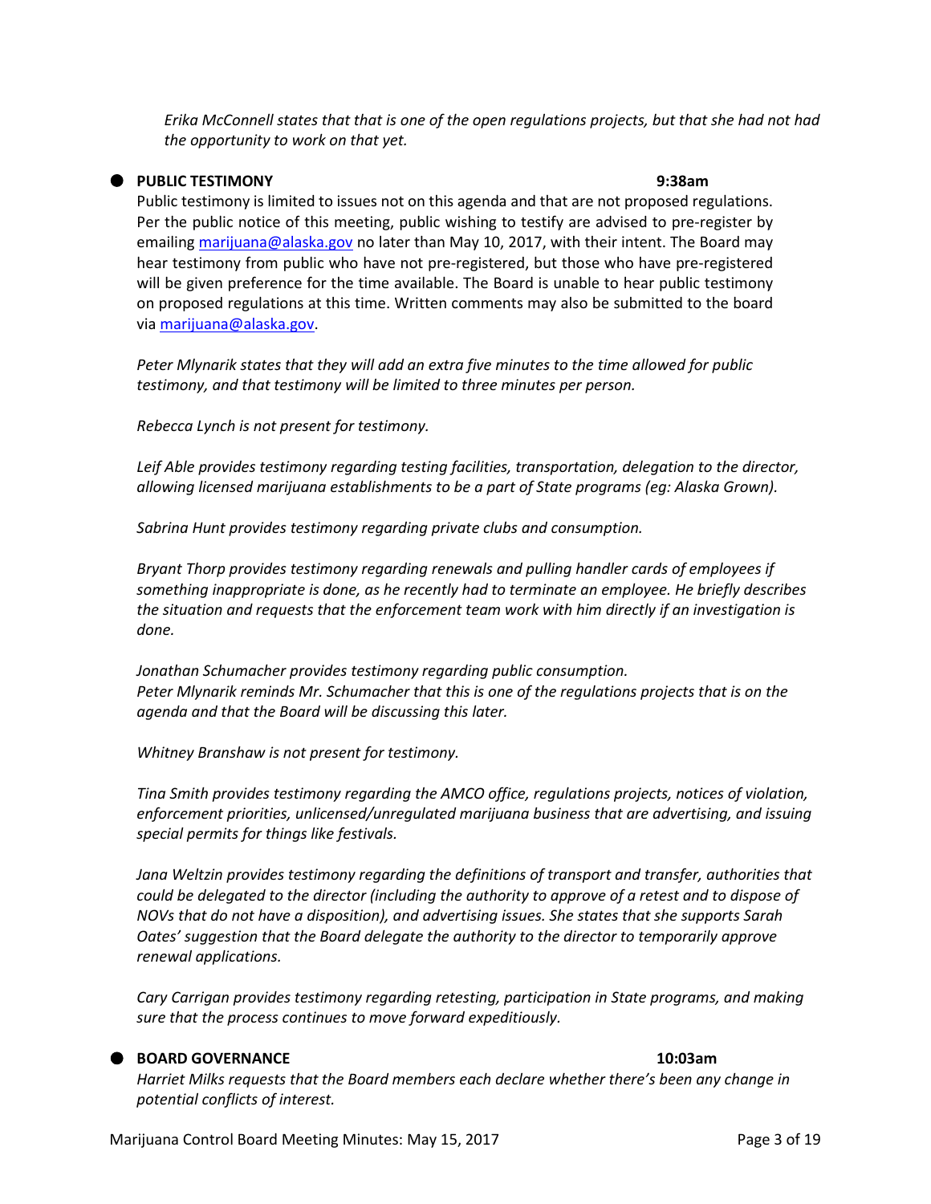*Erika McConnell states that that is one of the open regulations projects, but that she had not had the opportunity to work on that yet.*

- **PUBLIC TESTIMONY** **9:38am**

Public testimony is limited to issues not on this agenda and that are not proposed regulations. Per the public notice of this meeting, public wishing to testify are advised to pre-register by emailing marijuana@alaska.gov no later than May 10, 2017, with their intent. The Board may hear testimony from public who have not pre-registered, but those who have pre-registered will be given preference for the time available. The Board is unable to hear public testimony on proposed regulations at this time. Written comments may also be submitted to the board via marijuana@alaska.gov.

*Peter Mlynarik states that they will add an extra five minutes to the time allowed for public testimony, and that testimony will be limited to three minutes per person.*

*Rebecca Lynch is not present for testimony.*

*Leif Able provides testimony regarding testing facilities, transportation, delegation to the director, allowing licensed marijuana establishments to be a part of State programs (eg: Alaska Grown).*

*Sabrina Hunt provides testimony regarding private clubs and consumption.*

*Bryant Thorp provides testimony regarding renewals and pulling handler cards of employees if something inappropriate is done, as he recently had to terminate an employee. He briefly describes the situation and requests that the enforcement team work with him directly if an investigation is done.*

*Jonathan Schumacher provides testimony regarding public consumption.*
*Peter Mlynarik reminds Mr. Schumacher that this is one of the regulations projects that is on the agenda and that the Board will be discussing this later.*

*Whitney Branshaw is not present for testimony.*

*Tina Smith provides testimony regarding the AMCO office, regulations projects, notices of violation, enforcement priorities, unlicensed/unregulated marijuana business that are advertising, and issuing special permits for things like festivals.*

*Jana Weltzin provides testimony regarding the definitions of transport and transfer, authorities that could be delegated to the director (including the authority to approve of a retest and to dispose of NOVs that do not have a disposition), and advertising issues. She states that she supports Sarah Oates' suggestion that the Board delegate the authority to the director to temporarily approve renewal applications.*

*Cary Carrigan provides testimony regarding retesting, participation in State programs, and making sure that the process continues to move forward expeditiously.*

- **BOARD GOVERNANCE** **10:03am**

*Harriet Milks requests that the Board members each declare whether there's been any change in potential conflicts of interest.*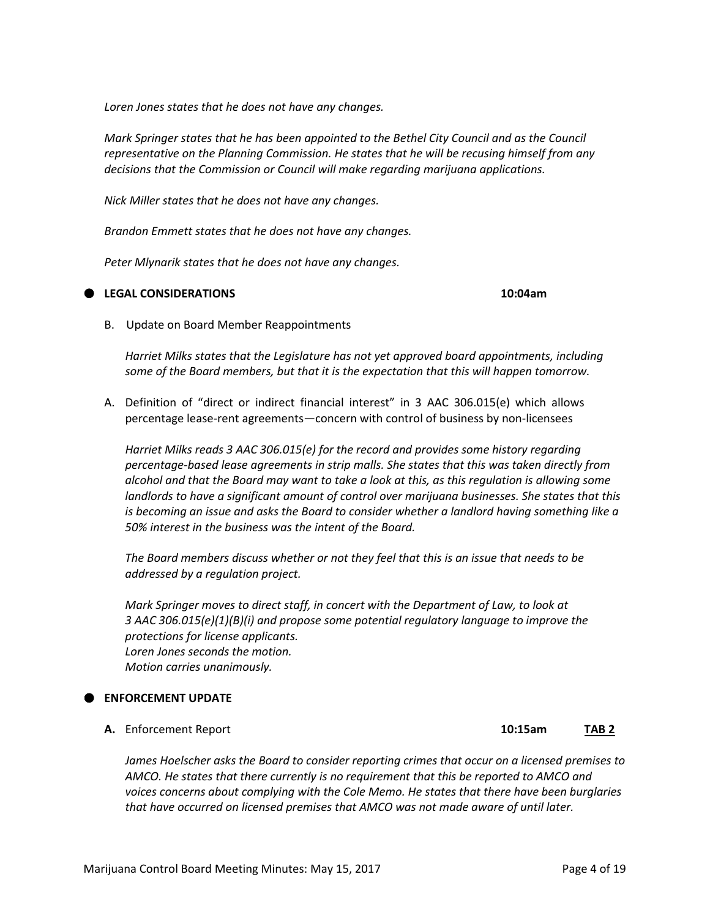*Loren Jones states that he does not have any changes.*

*Mark Springer states that he has been appointed to the Bethel City Council and as the Council representative on the Planning Commission. He states that he will be recusing himself from any decisions that the Commission or Council will make regarding marijuana applications.*

*Nick Miller states that he does not have any changes.*

*Brandon Emmett states that he does not have any changes.*

*Peter Mlynarik states that he does not have any changes.*

## LEGAL CONSIDERATIONS 10:04am

B. Update on Board Member Reappointments

*Harriet Milks states that the Legislature has not yet approved board appointments, including some of the Board members, but that it is the expectation that this will happen tomorrow.*

A. Definition of "direct or indirect financial interest" in 3 AAC 306.015(e) which allows percentage lease-rent agreements—concern with control of business by non-licensees

*Harriet Milks reads 3 AAC 306.015(e) for the record and provides some history regarding percentage-based lease agreements in strip malls. She states that this was taken directly from alcohol and that the Board may want to take a look at this, as this regulation is allowing some landlords to have a significant amount of control over marijuana businesses. She states that this is becoming an issue and asks the Board to consider whether a landlord having something like a 50% interest in the business was the intent of the Board.*

*The Board members discuss whether or not they feel that this is an issue that needs to be addressed by a regulation project.*

*Mark Springer moves to direct staff, in concert with the Department of Law, to look at 3 AAC 306.015(e)(1)(B)(i) and propose some potential regulatory language to improve the protections for license applicants.*
*Loren Jones seconds the motion.*
*Motion carries unanimously.*

## ENFORCEMENT UPDATE

**A.** Enforcement Report **10:15am** **TAB 2**

*James Hoelscher asks the Board to consider reporting crimes that occur on a licensed premises to AMCO. He states that there currently is no requirement that this be reported to AMCO and voices concerns about complying with the Cole Memo. He states that there have been burglaries that have occurred on licensed premises that AMCO was not made aware of until later.*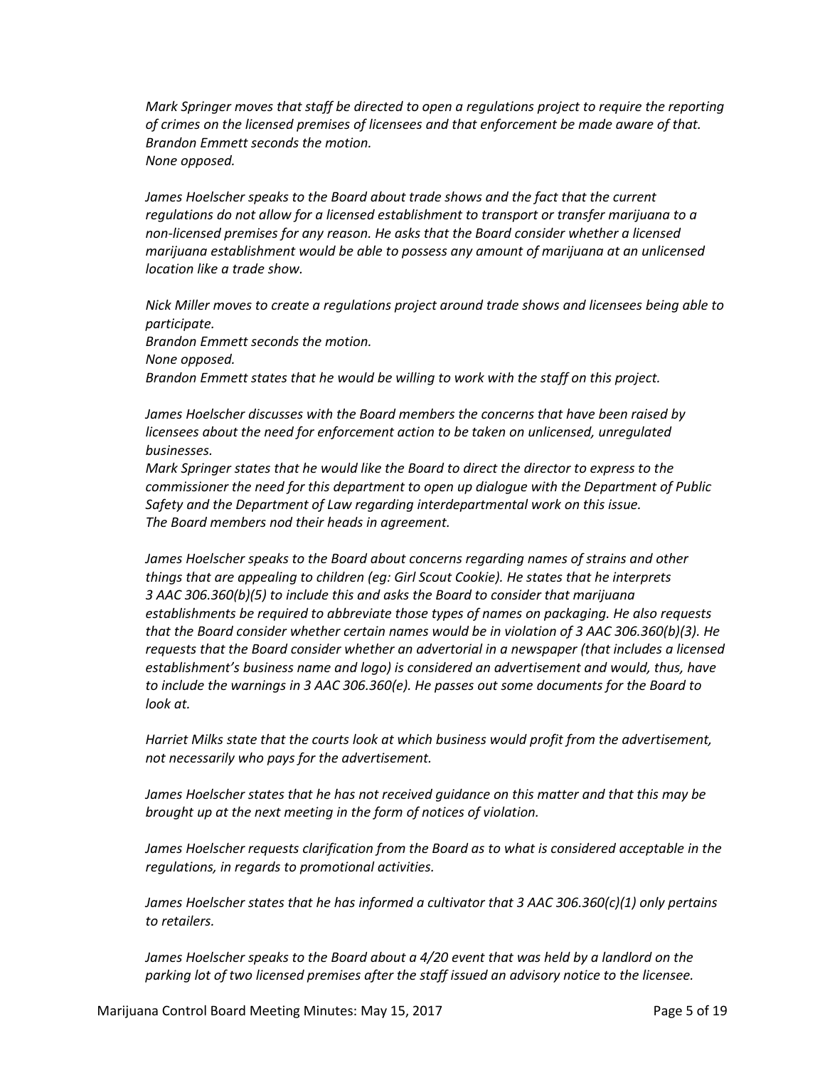*Mark Springer moves that staff be directed to open a regulations project to require the reporting of crimes on the licensed premises of licensees and that enforcement be made aware of that.*
*Brandon Emmett seconds the motion.*
*None opposed.*

*James Hoelscher speaks to the Board about trade shows and the fact that the current regulations do not allow for a licensed establishment to transport or transfer marijuana to a non-licensed premises for any reason. He asks that the Board consider whether a licensed marijuana establishment would be able to possess any amount of marijuana at an unlicensed location like a trade show.*

*Nick Miller moves to create a regulations project around trade shows and licensees being able to participate.*
*Brandon Emmett seconds the motion.*
*None opposed.*
*Brandon Emmett states that he would be willing to work with the staff on this project.*

*James Hoelscher discusses with the Board members the concerns that have been raised by licensees about the need for enforcement action to be taken on unlicensed, unregulated businesses.*
*Mark Springer states that he would like the Board to direct the director to express to the commissioner the need for this department to open up dialogue with the Department of Public Safety and the Department of Law regarding interdepartmental work on this issue.*
*The Board members nod their heads in agreement.*

*James Hoelscher speaks to the Board about concerns regarding names of strains and other things that are appealing to children (eg: Girl Scout Cookie). He states that he interprets 3 AAC 306.360(b)(5) to include this and asks the Board to consider that marijuana establishments be required to abbreviate those types of names on packaging. He also requests that the Board consider whether certain names would be in violation of 3 AAC 306.360(b)(3). He requests that the Board consider whether an advertorial in a newspaper (that includes a licensed establishment's business name and logo) is considered an advertisement and would, thus, have to include the warnings in 3 AAC 306.360(e). He passes out some documents for the Board to look at.*

*Harriet Milks state that the courts look at which business would profit from the advertisement, not necessarily who pays for the advertisement.*

*James Hoelscher states that he has not received guidance on this matter and that this may be brought up at the next meeting in the form of notices of violation.*

*James Hoelscher requests clarification from the Board as to what is considered acceptable in the regulations, in regards to promotional activities.*

*James Hoelscher states that he has informed a cultivator that 3 AAC 306.360(c)(1) only pertains to retailers.*

*James Hoelscher speaks to the Board about a 4/20 event that was held by a landlord on the parking lot of two licensed premises after the staff issued an advisory notice to the licensee.*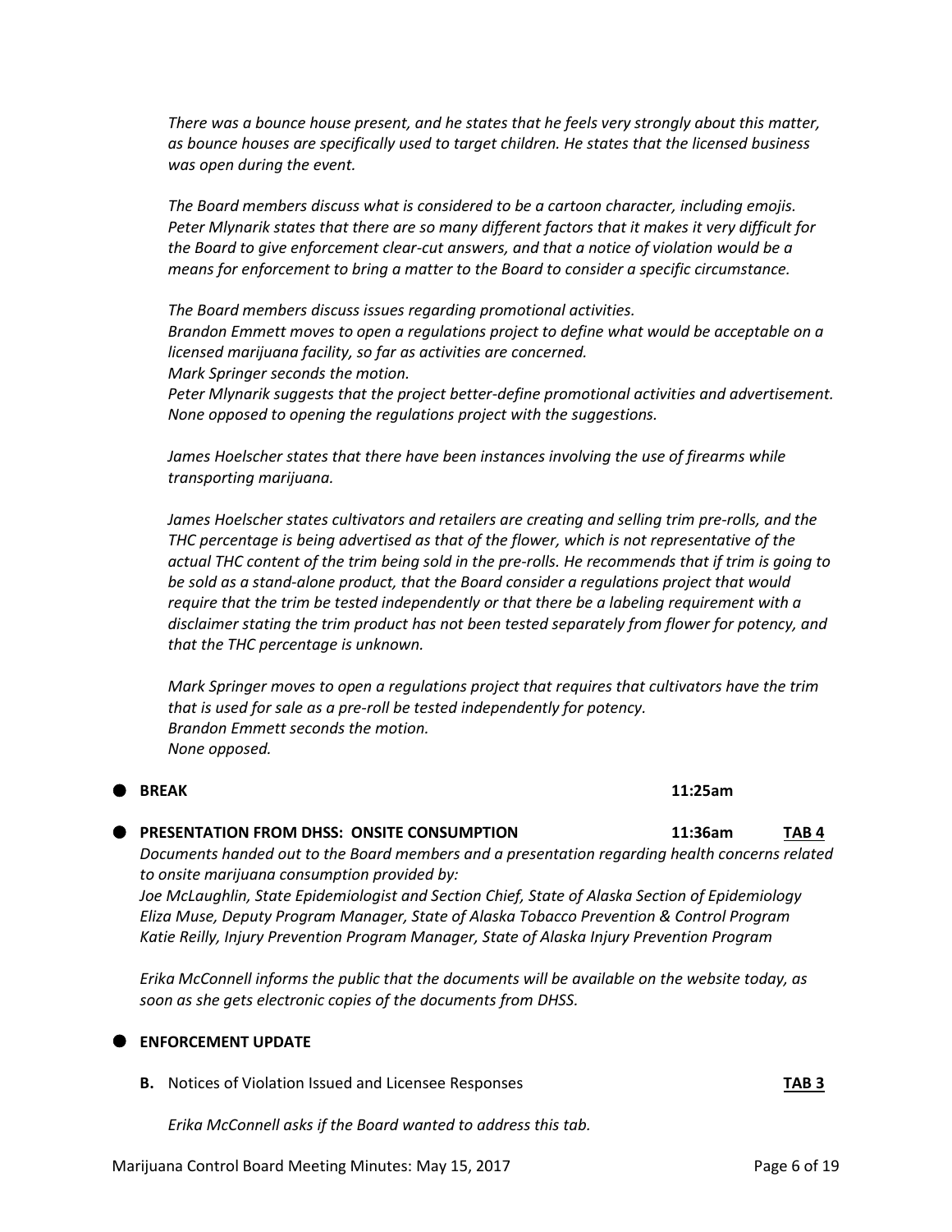*There was a bounce house present, and he states that he feels very strongly about this matter, as bounce houses are specifically used to target children. He states that the licensed business was open during the event.*

*The Board members discuss what is considered to be a cartoon character, including emojis. Peter Mlynarik states that there are so many different factors that it makes it very difficult for the Board to give enforcement clear-cut answers, and that a notice of violation would be a means for enforcement to bring a matter to the Board to consider a specific circumstance.*

*The Board members discuss issues regarding promotional activities.*
*Brandon Emmett moves to open a regulations project to define what would be acceptable on a licensed marijuana facility, so far as activities are concerned.*
*Mark Springer seconds the motion.*
*Peter Mlynarik suggests that the project better-define promotional activities and advertisement.*
*None opposed to opening the regulations project with the suggestions.*

*James Hoelscher states that there have been instances involving the use of firearms while transporting marijuana.*

*James Hoelscher states cultivators and retailers are creating and selling trim pre-rolls, and the THC percentage is being advertised as that of the flower, which is not representative of the actual THC content of the trim being sold in the pre-rolls. He recommends that if trim is going to be sold as a stand-alone product, that the Board consider a regulations project that would require that the trim be tested independently or that there be a labeling requirement with a disclaimer stating the trim product has not been tested separately from flower for potency, and that the THC percentage is unknown.*

*Mark Springer moves to open a regulations project that requires that cultivators have the trim that is used for sale as a pre-roll be tested independently for potency.*
*Brandon Emmett seconds the motion.*
*None opposed.*

- **BREAK** **11:25am**

- **PRESENTATION FROM DHSS: ONSITE CONSUMPTION** **11:36am** **TAB 4**

*Documents handed out to the Board members and a presentation regarding health concerns related to onsite marijuana consumption provided by:*
*Joe McLaughlin, State Epidemiologist and Section Chief, State of Alaska Section of Epidemiology*
*Eliza Muse, Deputy Program Manager, State of Alaska Tobacco Prevention & Control Program*
*Katie Reilly, Injury Prevention Program Manager, State of Alaska Injury Prevention Program*

*Erika McConnell informs the public that the documents will be available on the website today, as soon as she gets electronic copies of the documents from DHSS.*

- **ENFORCEMENT UPDATE**

**B.** Notices of Violation Issued and Licensee Responses **TAB 3**

*Erika McConnell asks if the Board wanted to address this tab.*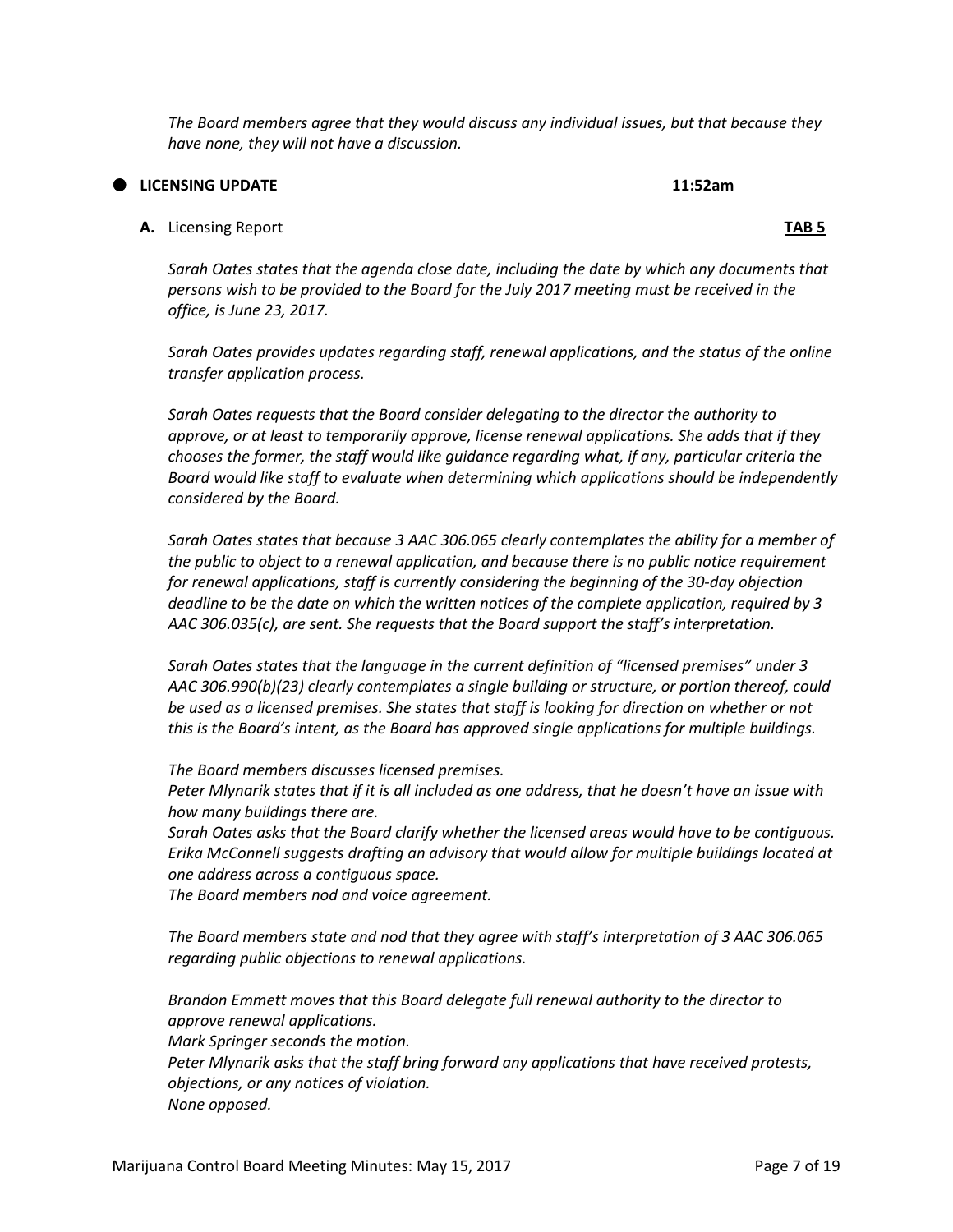*The Board members agree that they would discuss any individual issues, but that because they have none, they will not have a discussion.*

- **LICENSING UPDATE** **11:52am**

**A.** Licensing Report **TAB 5**

*Sarah Oates states that the agenda close date, including the date by which any documents that persons wish to be provided to the Board for the July 2017 meeting must be received in the office, is June 23, 2017.*

*Sarah Oates provides updates regarding staff, renewal applications, and the status of the online transfer application process.*

*Sarah Oates requests that the Board consider delegating to the director the authority to approve, or at least to temporarily approve, license renewal applications. She adds that if they chooses the former, the staff would like guidance regarding what, if any, particular criteria the Board would like staff to evaluate when determining which applications should be independently considered by the Board.*

*Sarah Oates states that because 3 AAC 306.065 clearly contemplates the ability for a member of the public to object to a renewal application, and because there is no public notice requirement for renewal applications, staff is currently considering the beginning of the 30-day objection deadline to be the date on which the written notices of the complete application, required by 3 AAC 306.035(c), are sent. She requests that the Board support the staff's interpretation.*

*Sarah Oates states that the language in the current definition of "licensed premises" under 3 AAC 306.990(b)(23) clearly contemplates a single building or structure, or portion thereof, could be used as a licensed premises. She states that staff is looking for direction on whether or not this is the Board's intent, as the Board has approved single applications for multiple buildings.*

*The Board members discusses licensed premises.*
*Peter Mlynarik states that if it is all included as one address, that he doesn't have an issue with how many buildings there are.*
*Sarah Oates asks that the Board clarify whether the licensed areas would have to be contiguous.*
*Erika McConnell suggests drafting an advisory that would allow for multiple buildings located at one address across a contiguous space.*
*The Board members nod and voice agreement.*

*The Board members state and nod that they agree with staff's interpretation of 3 AAC 306.065 regarding public objections to renewal applications.*

*Brandon Emmett moves that this Board delegate full renewal authority to the director to approve renewal applications.*
*Mark Springer seconds the motion.*
*Peter Mlynarik asks that the staff bring forward any applications that have received protests, objections, or any notices of violation.*
*None opposed.*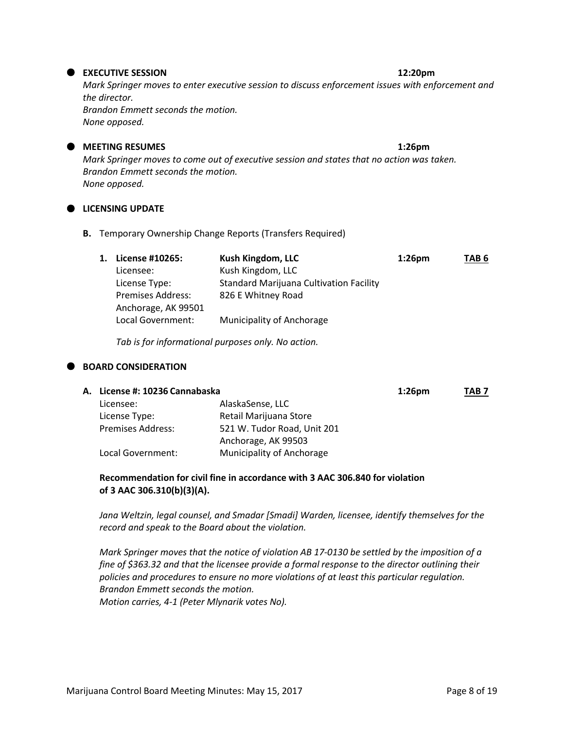**EXECUTIVE SESSION** **12:20pm**

*Mark Springer moves to enter executive session to discuss enforcement issues with enforcement and the director.*
*Brandon Emmett seconds the motion.*
*None opposed.*

**MEETING RESUMES** **1:26pm**

*Mark Springer moves to come out of executive session and states that no action was taken.*
*Brandon Emmett seconds the motion.*
*None opposed.*

**LICENSING UPDATE**

**B.** Temporary Ownership Change Reports (Transfers Required)

1. **License #10265:** **Kush Kingdom, LLC** **1:26pm** **TAB 6**
   Licensee: Kush Kingdom, LLC
   License Type: Standard Marijuana Cultivation Facility
   Premises Address: 826 E Whitney Road
   Anchorage, AK 99501
   Local Government: Municipality of Anchorage

   *Tab is for informational purposes only. No action.*

**BOARD CONSIDERATION**

**A. License #: 10236 Cannabaska** **1:26pm** **TAB 7**

Licensee: AlaskaSense, LLC
License Type: Retail Marijuana Store
Premises Address: 521 W. Tudor Road, Unit 201
Anchorage, AK 99503
Local Government: Municipality of Anchorage

**Recommendation for civil fine in accordance with 3 AAC 306.840 for violation of 3 AAC 306.310(b)(3)(A).**

*Jana Weltzin, legal counsel, and Smadar [Smadi] Warden, licensee, identify themselves for the record and speak to the Board about the violation.*

*Mark Springer moves that the notice of violation AB 17-0130 be settled by the imposition of a fine of $363.32 and that the licensee provide a formal response to the director outlining their policies and procedures to ensure no more violations of at least this particular regulation.*
*Brandon Emmett seconds the motion.*
*Motion carries, 4-1 (Peter Mlynarik votes No).*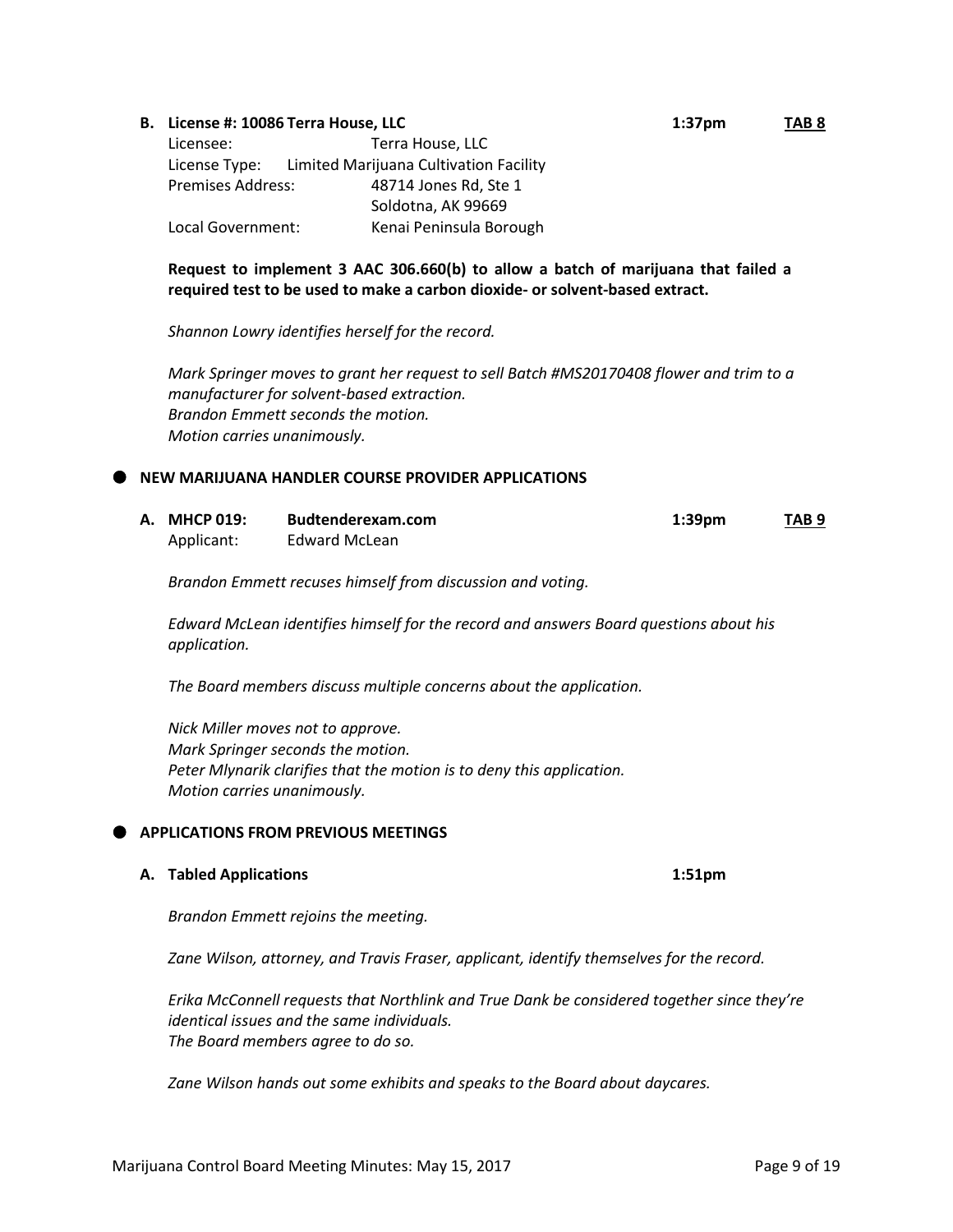**B. License #: 10086 Terra House, LLC** **1:37pm** **TAB 8**

Licensee: Terra House, LLC
License Type: Limited Marijuana Cultivation Facility
Premises Address: 48714 Jones Rd, Ste 1
Soldotna, AK 99669
Local Government: Kenai Peninsula Borough

**Request to implement 3 AAC 306.660(b) to allow a batch of marijuana that failed a required test to be used to make a carbon dioxide- or solvent-based extract.**

*Shannon Lowry identifies herself for the record.*

*Mark Springer moves to grant her request to sell Batch #MS20170408 flower and trim to a manufacturer for solvent-based extraction.*
*Brandon Emmett seconds the motion.*
*Motion carries unanimously.*

## NEW MARIJUANA HANDLER COURSE PROVIDER APPLICATIONS

**A. MHCP 019: Budtenderexam.com** **1:39pm** **TAB 9**

Applicant: Edward McLean

*Brandon Emmett recuses himself from discussion and voting.*

*Edward McLean identifies himself for the record and answers Board questions about his application.*

*The Board members discuss multiple concerns about the application.*

*Nick Miller moves not to approve.*
*Mark Springer seconds the motion.*
*Peter Mlynarik clarifies that the motion is to deny this application.*
*Motion carries unanimously.*

## APPLICATIONS FROM PREVIOUS MEETINGS

**A. Tabled Applications** **1:51pm**

*Brandon Emmett rejoins the meeting.*

*Zane Wilson, attorney, and Travis Fraser, applicant, identify themselves for the record.*

*Erika McConnell requests that Northlink and True Dank be considered together since they're identical issues and the same individuals.*
*The Board members agree to do so.*

*Zane Wilson hands out some exhibits and speaks to the Board about daycares.*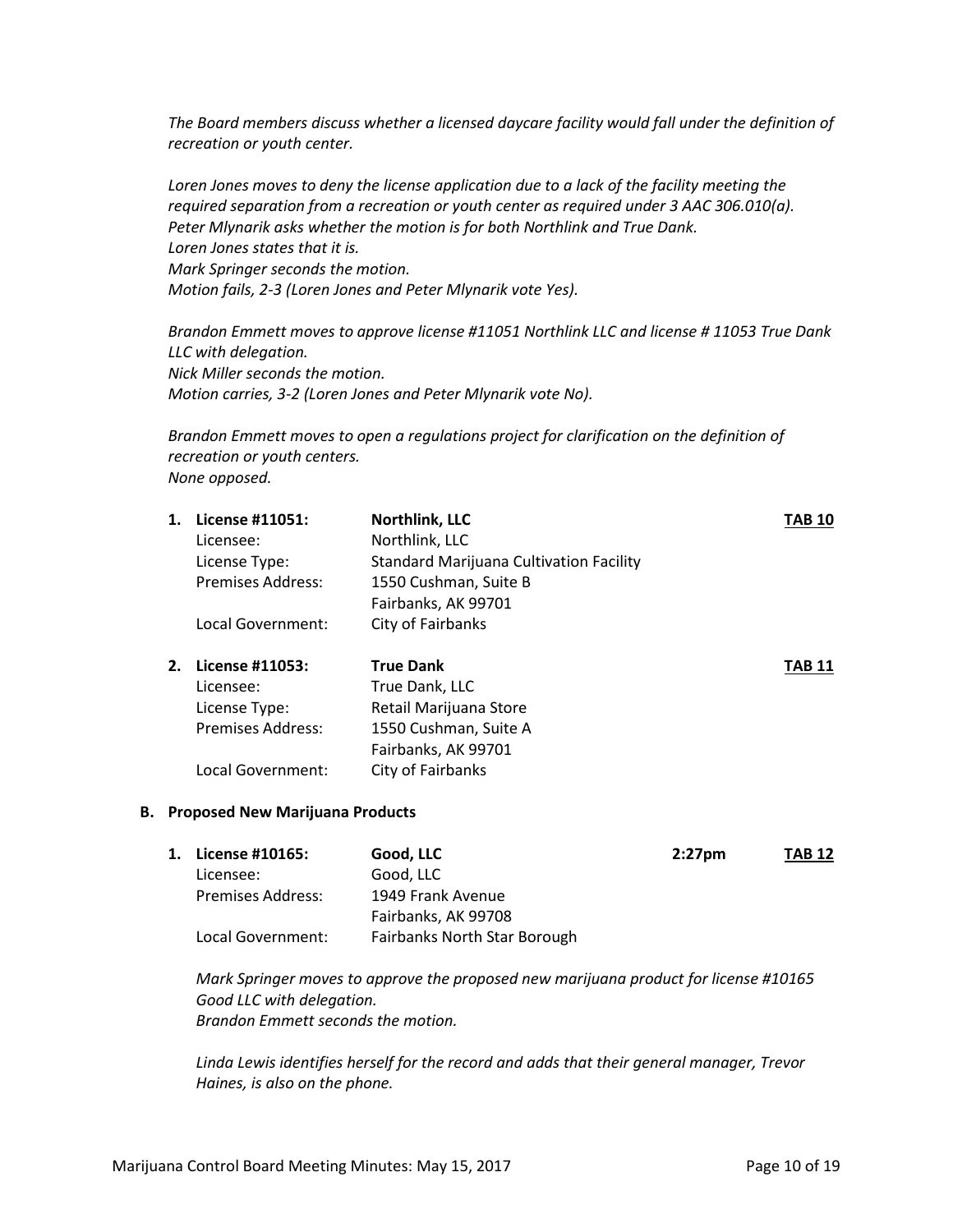*The Board members discuss whether a licensed daycare facility would fall under the definition of recreation or youth center.*

*Loren Jones moves to deny the license application due to a lack of the facility meeting the required separation from a recreation or youth center as required under 3 AAC 306.010(a).*
*Peter Mlynarik asks whether the motion is for both Northlink and True Dank.*
*Loren Jones states that it is.*
*Mark Springer seconds the motion.*
*Motion fails, 2-3 (Loren Jones and Peter Mlynarik vote Yes).*

*Brandon Emmett moves to approve license #11051 Northlink LLC and license # 11053 True Dank LLC with delegation.*
*Nick Miller seconds the motion.*
*Motion carries, 3-2 (Loren Jones and Peter Mlynarik vote No).*

*Brandon Emmett moves to open a regulations project for clarification on the definition of recreation or youth centers.*
*None opposed.*

1. **License #11051:** **Northlink, LLC** **<u>TAB 10</u>**
   Licensee: Northlink, LLC
   License Type: Standard Marijuana Cultivation Facility
   Premises Address: 1550 Cushman, Suite B
   Fairbanks, AK 99701
   Local Government: City of Fairbanks

2. **License #11053:** **True Dank** **<u>TAB 11</u>**
   Licensee: True Dank, LLC
   License Type: Retail Marijuana Store
   Premises Address: 1550 Cushman, Suite A
   Fairbanks, AK 99701
   Local Government: City of Fairbanks

### B. Proposed New Marijuana Products

1. **License #10165:** **Good, LLC** **2:27pm** **<u>TAB 12</u>**
   Licensee: Good, LLC
   Premises Address: 1949 Frank Avenue
   Fairbanks, AK 99708
   Local Government: Fairbanks North Star Borough

   *Mark Springer moves to approve the proposed new marijuana product for license #10165 Good LLC with delegation.*
   *Brandon Emmett seconds the motion.*

   *Linda Lewis identifies herself for the record and adds that their general manager, Trevor Haines, is also on the phone.*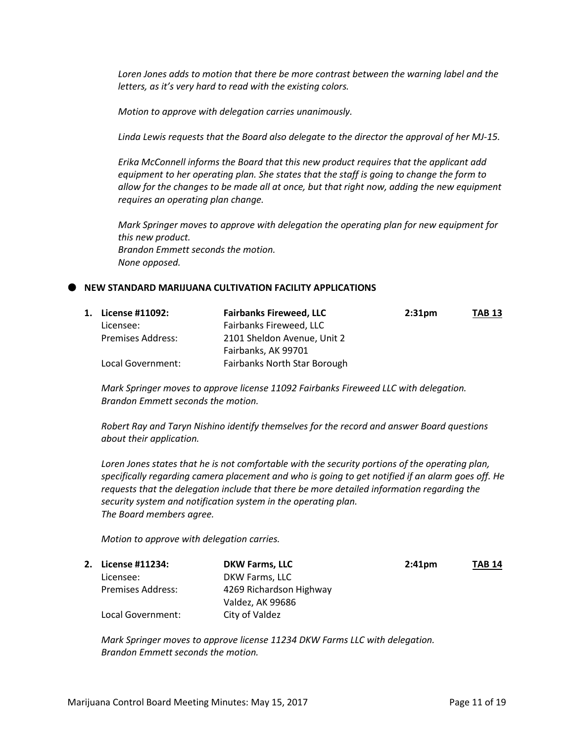*Loren Jones adds to motion that there be more contrast between the warning label and the letters, as it's very hard to read with the existing colors.*

*Motion to approve with delegation carries unanimously.*

*Linda Lewis requests that the Board also delegate to the director the approval of her MJ-15.*

*Erika McConnell informs the Board that this new product requires that the applicant add equipment to her operating plan. She states that the staff is going to change the form to allow for the changes to be made all at once, but that right now, adding the new equipment requires an operating plan change.*

*Mark Springer moves to approve with delegation the operating plan for new equipment for this new product.*
*Brandon Emmett seconds the motion.*
*None opposed.*

- **NEW STANDARD MARIJUANA CULTIVATION FACILITY APPLICATIONS**

**1. License #11092:** **Fairbanks Fireweed, LLC** **2:31pm** **TAB 13**

Licensee: Fairbanks Fireweed, LLC
Premises Address: 2101 Sheldon Avenue, Unit 2, Fairbanks, AK 99701
Local Government: Fairbanks North Star Borough

*Mark Springer moves to approve license 11092 Fairbanks Fireweed LLC with delegation.*
*Brandon Emmett seconds the motion.*

*Robert Ray and Taryn Nishino identify themselves for the record and answer Board questions about their application.*

*Loren Jones states that he is not comfortable with the security portions of the operating plan, specifically regarding camera placement and who is going to get notified if an alarm goes off. He requests that the delegation include that there be more detailed information regarding the security system and notification system in the operating plan.*
*The Board members agree.*

*Motion to approve with delegation carries.*

**2. License #11234:** **DKW Farms, LLC** **2:41pm** **TAB 14**

Licensee: DKW Farms, LLC
Premises Address: 4269 Richardson Highway, Valdez, AK 99686
Local Government: City of Valdez

*Mark Springer moves to approve license 11234 DKW Farms LLC with delegation.*
*Brandon Emmett seconds the motion.*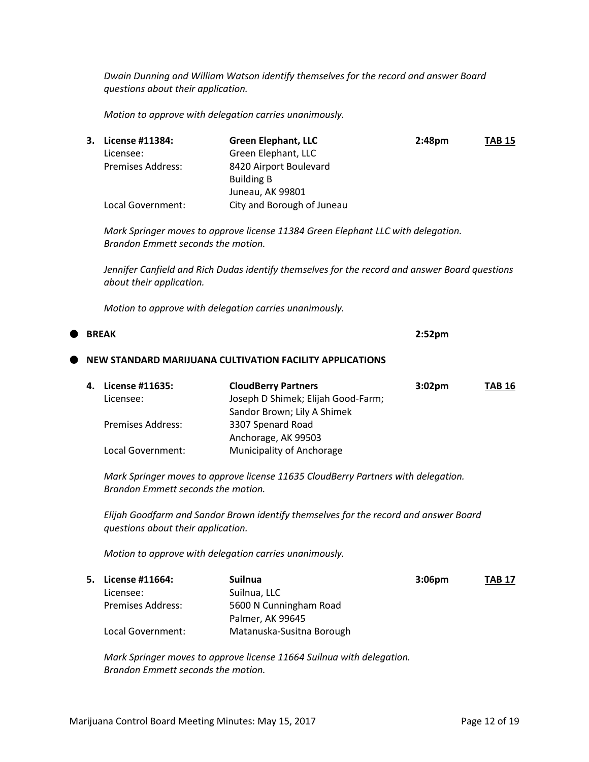*Dwain Dunning and William Watson identify themselves for the record and answer Board questions about their application.*

*Motion to approve with delegation carries unanimously.*

3. **License #11384:** **Green Elephant, LLC** **2:48pm** **TAB 15**

| | | | |
|---|---|---|---|
| **License #11384:** | **Green Elephant, LLC** | **2:48pm** | **TAB 15** |
| Licensee: | Green Elephant, LLC | | |
| Premises Address: | 8420 Airport Boulevard<br>Building B<br>Juneau, AK 99801 | | |
| Local Government: | City and Borough of Juneau | | |

*Mark Springer moves to approve license 11384 Green Elephant LLC with delegation. Brandon Emmett seconds the motion.*

*Jennifer Canfield and Rich Dudas identify themselves for the record and answer Board questions about their application.*

*Motion to approve with delegation carries unanimously.*

- **BREAK** **2:52pm**

- **NEW STANDARD MARIJUANA CULTIVATION FACILITY APPLICATIONS**

4.

| | | | |
|---|---|---|---|
| **License #11635:** | **CloudBerry Partners** | **3:02pm** | **TAB 16** |
| Licensee: | Joseph D Shimek; Elijah Good-Farm; Sandor Brown; Lily A Shimek | | |
| Premises Address: | 3307 Spenard Road<br>Anchorage, AK 99503 | | |
| Local Government: | Municipality of Anchorage | | |

*Mark Springer moves to approve license 11635 CloudBerry Partners with delegation. Brandon Emmett seconds the motion.*

*Elijah Goodfarm and Sandor Brown identify themselves for the record and answer Board questions about their application.*

*Motion to approve with delegation carries unanimously.*

5.

| | | | |
|---|---|---|---|
| **License #11664:** | **Suilnua** | **3:06pm** | **TAB 17** |
| Licensee: | Suilnua, LLC | | |
| Premises Address: | 5600 N Cunningham Road<br>Palmer, AK 99645 | | |
| Local Government: | Matanuska-Susitna Borough | | |

*Mark Springer moves to approve license 11664 Suilnua with delegation. Brandon Emmett seconds the motion.*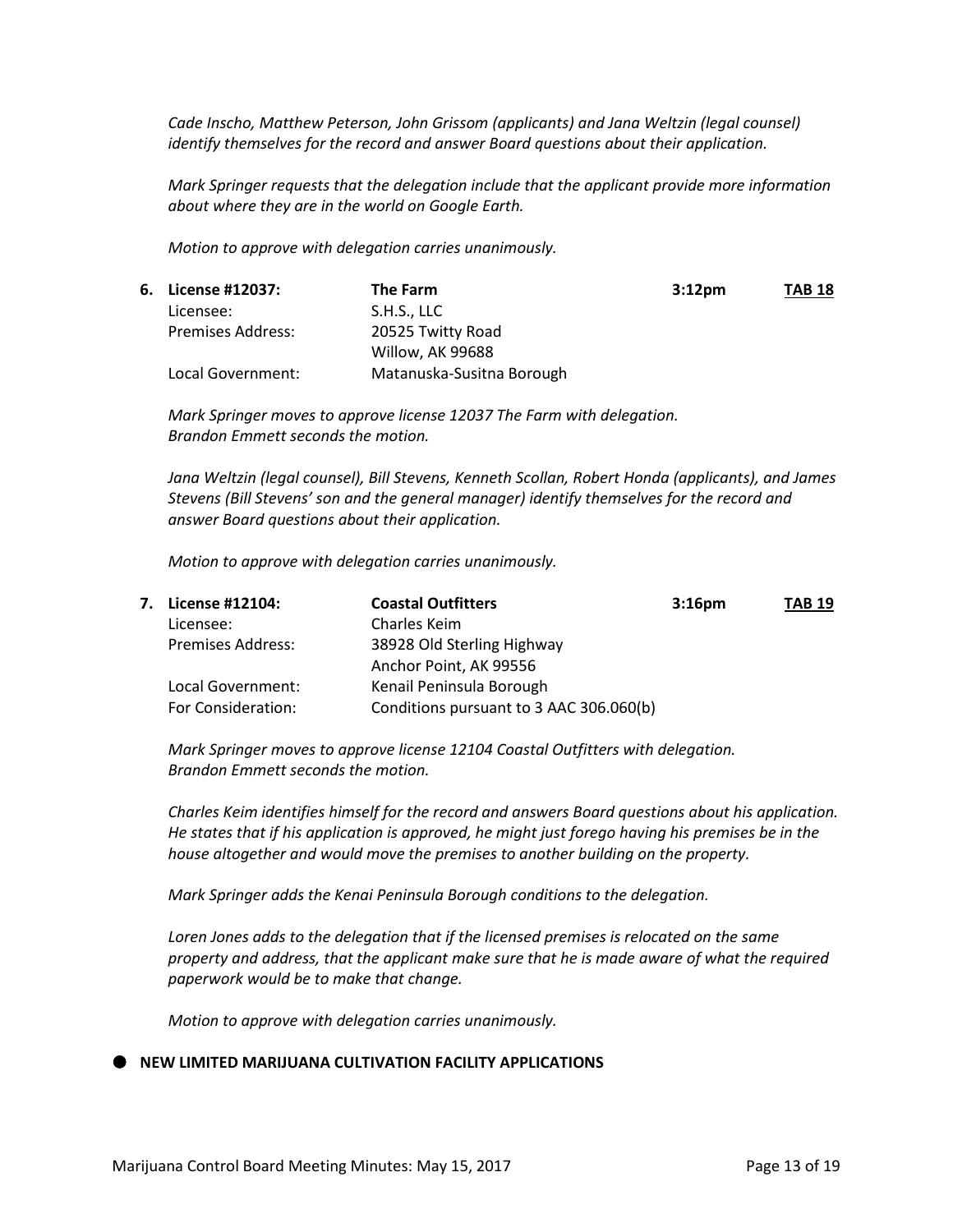*Cade Inscho, Matthew Peterson, John Grissom (applicants) and Jana Weltzin (legal counsel) identify themselves for the record and answer Board questions about their application.*

*Mark Springer requests that the delegation include that the applicant provide more information about where they are in the world on Google Earth.*

*Motion to approve with delegation carries unanimously.*

| | | | |
|---|---|---|---|
| **6. License #12037:** | **The Farm** | **3:12pm** | **TAB 18** |
| Licensee: | S.H.S., LLC | | |
| Premises Address: | 20525 Twitty Road<br>Willow, AK 99688 | | |
| Local Government: | Matanuska-Susitna Borough | | |

*Mark Springer moves to approve license 12037 The Farm with delegation.*
*Brandon Emmett seconds the motion.*

*Jana Weltzin (legal counsel), Bill Stevens, Kenneth Scollan, Robert Honda (applicants), and James Stevens (Bill Stevens' son and the general manager) identify themselves for the record and answer Board questions about their application.*

*Motion to approve with delegation carries unanimously.*

| | | | |
|---|---|---|---|
| **7. License #12104:** | **Coastal Outfitters** | **3:16pm** | **TAB 19** |
| Licensee: | Charles Keim | | |
| Premises Address: | 38928 Old Sterling Highway<br>Anchor Point, AK 99556 | | |
| Local Government: | Kenail Peninsula Borough | | |
| For Consideration: | Conditions pursuant to 3 AAC 306.060(b) | | |

*Mark Springer moves to approve license 12104 Coastal Outfitters with delegation.*
*Brandon Emmett seconds the motion.*

*Charles Keim identifies himself for the record and answers Board questions about his application. He states that if his application is approved, he might just forego having his premises be in the house altogether and would move the premises to another building on the property.*

*Mark Springer adds the Kenai Peninsula Borough conditions to the delegation.*

*Loren Jones adds to the delegation that if the licensed premises is relocated on the same property and address, that the applicant make sure that he is made aware of what the required paperwork would be to make that change.*

*Motion to approve with delegation carries unanimously.*

- **NEW LIMITED MARIJUANA CULTIVATION FACILITY APPLICATIONS**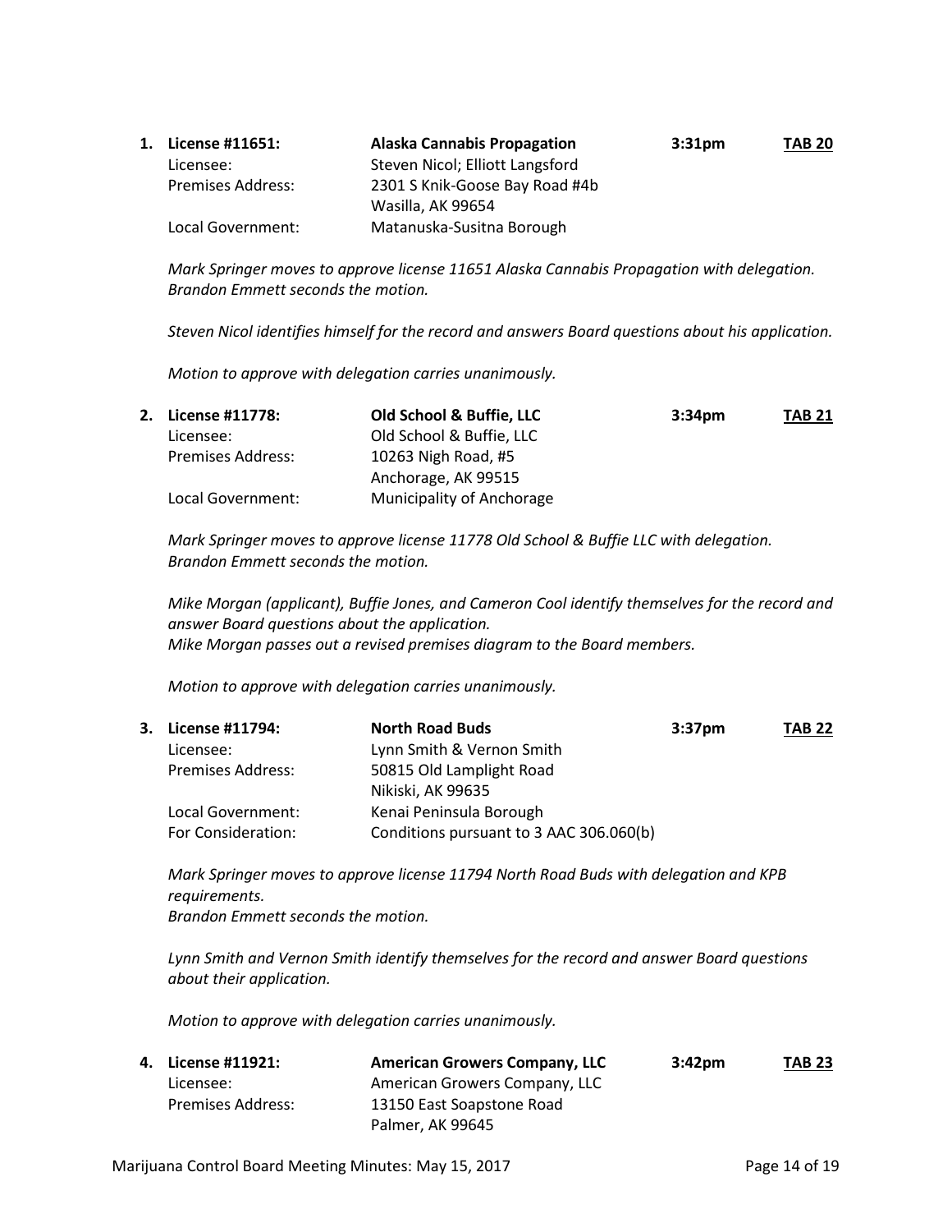1. **License #11651:** **Alaska Cannabis Propagation** **3:31pm** **TAB 20**

   Licensee: Steven Nicol; Elliott Langsford
   Premises Address: 2301 S Knik-Goose Bay Road #4b
   Wasilla, AK 99654
   Local Government: Matanuska-Susitna Borough

   *Mark Springer moves to approve license 11651 Alaska Cannabis Propagation with delegation. Brandon Emmett seconds the motion.*

   *Steven Nicol identifies himself for the record and answers Board questions about his application.*

   *Motion to approve with delegation carries unanimously.*

2. **License #11778:** **Old School & Buffie, LLC** **3:34pm** **TAB 21**

   Licensee: Old School & Buffie, LLC
   Premises Address: 10263 Nigh Road, #5
   Anchorage, AK 99515
   Local Government: Municipality of Anchorage

   *Mark Springer moves to approve license 11778 Old School & Buffie LLC with delegation. Brandon Emmett seconds the motion.*

   *Mike Morgan (applicant), Buffie Jones, and Cameron Cool identify themselves for the record and answer Board questions about the application.*
   *Mike Morgan passes out a revised premises diagram to the Board members.*

   *Motion to approve with delegation carries unanimously.*

3. **License #11794:** **North Road Buds** **3:37pm** **TAB 22**

   Licensee: Lynn Smith & Vernon Smith
   Premises Address: 50815 Old Lamplight Road
   Nikiski, AK 99635
   Local Government: Kenai Peninsula Borough
   For Consideration: Conditions pursuant to 3 AAC 306.060(b)

   *Mark Springer moves to approve license 11794 North Road Buds with delegation and KPB requirements.*
   *Brandon Emmett seconds the motion.*

   *Lynn Smith and Vernon Smith identify themselves for the record and answer Board questions about their application.*

   *Motion to approve with delegation carries unanimously.*

4. **License #11921:** **American Growers Company, LLC** **3:42pm** **TAB 23**

   Licensee: American Growers Company, LLC
   Premises Address: 13150 East Soapstone Road
   Palmer, AK 99645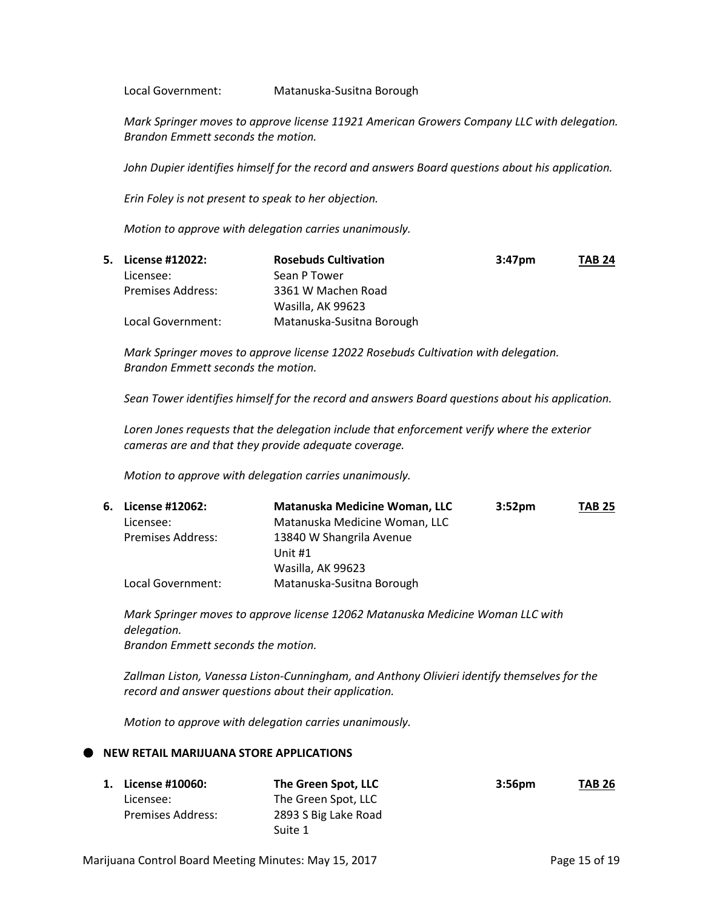Local Government: Matanuska-Susitna Borough

*Mark Springer moves to approve license 11921 American Growers Company LLC with delegation. Brandon Emmett seconds the motion.*

*John Dupier identifies himself for the record and answers Board questions about his application.*

*Erin Foley is not present to speak to her objection.*

*Motion to approve with delegation carries unanimously.*

5. **License #12022:** **Rosebuds Cultivation** **3:47pm** **TAB 24**
   Licensee: Sean P Tower
   Premises Address: 3361 W Machen Road
   Wasilla, AK 99623
   Local Government: Matanuska-Susitna Borough

   *Mark Springer moves to approve license 12022 Rosebuds Cultivation with delegation. Brandon Emmett seconds the motion.*

   *Sean Tower identifies himself for the record and answers Board questions about his application.*

   *Loren Jones requests that the delegation include that enforcement verify where the exterior cameras are and that they provide adequate coverage.*

   *Motion to approve with delegation carries unanimously.*

6. **License #12062:** **Matanuska Medicine Woman, LLC** **3:52pm** **TAB 25**
   Licensee: Matanuska Medicine Woman, LLC
   Premises Address: 13840 W Shangrila Avenue
   Unit #1
   Wasilla, AK 99623
   Local Government: Matanuska-Susitna Borough

   *Mark Springer moves to approve license 12062 Matanuska Medicine Woman LLC with delegation.*
   *Brandon Emmett seconds the motion.*

   *Zallman Liston, Vanessa Liston-Cunningham, and Anthony Olivieri identify themselves for the record and answer questions about their application.*

   *Motion to approve with delegation carries unanimously.*

- **NEW RETAIL MARIJUANA STORE APPLICATIONS**

1. **License #10060:** **The Green Spot, LLC** **3:56pm** **TAB 26**
   Licensee: The Green Spot, LLC
   Premises Address: 2893 S Big Lake Road
   Suite 1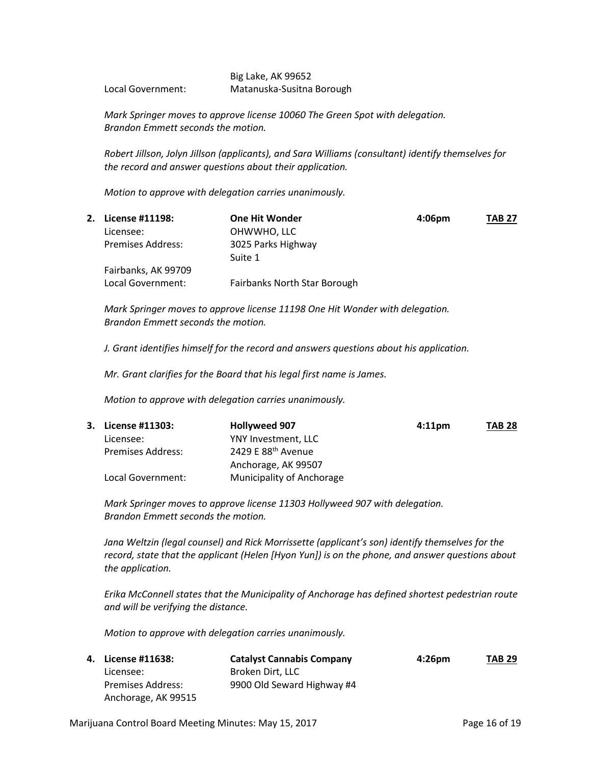Big Lake, AK 99652
Local Government: Matanuska-Susitna Borough

*Mark Springer moves to approve license 10060 The Green Spot with delegation. Brandon Emmett seconds the motion.*

*Robert Jillson, Jolyn Jillson (applicants), and Sara Williams (consultant) identify themselves for the record and answer questions about their application.*

*Motion to approve with delegation carries unanimously.*

**2. License #11198: One Hit Wonder** — **4:06pm** — **TAB 27**

Licensee: OHWWHO, LLC
Premises Address: 3025 Parks Highway
Suite 1
Fairbanks, AK 99709
Local Government: Fairbanks North Star Borough

*Mark Springer moves to approve license 11198 One Hit Wonder with delegation. Brandon Emmett seconds the motion.*

*J. Grant identifies himself for the record and answers questions about his application.*

*Mr. Grant clarifies for the Board that his legal first name is James.*

*Motion to approve with delegation carries unanimously.*

**3. License #11303: Hollyweed 907** — **4:11pm** — **TAB 28**

Licensee: YNY Investment, LLC
Premises Address: 2429 E 88th Avenue
Anchorage, AK 99507
Local Government: Municipality of Anchorage

*Mark Springer moves to approve license 11303 Hollyweed 907 with delegation. Brandon Emmett seconds the motion.*

*Jana Weltzin (legal counsel) and Rick Morrissette (applicant's son) identify themselves for the record, state that the applicant (Helen [Hyon Yun]) is on the phone, and answer questions about the application.*

*Erika McConnell states that the Municipality of Anchorage has defined shortest pedestrian route and will be verifying the distance.*

*Motion to approve with delegation carries unanimously.*

**4. License #11638: Catalyst Cannabis Company** — **4:26pm** — **TAB 29**

Licensee: Broken Dirt, LLC
Premises Address: 9900 Old Seward Highway #4
Anchorage, AK 99515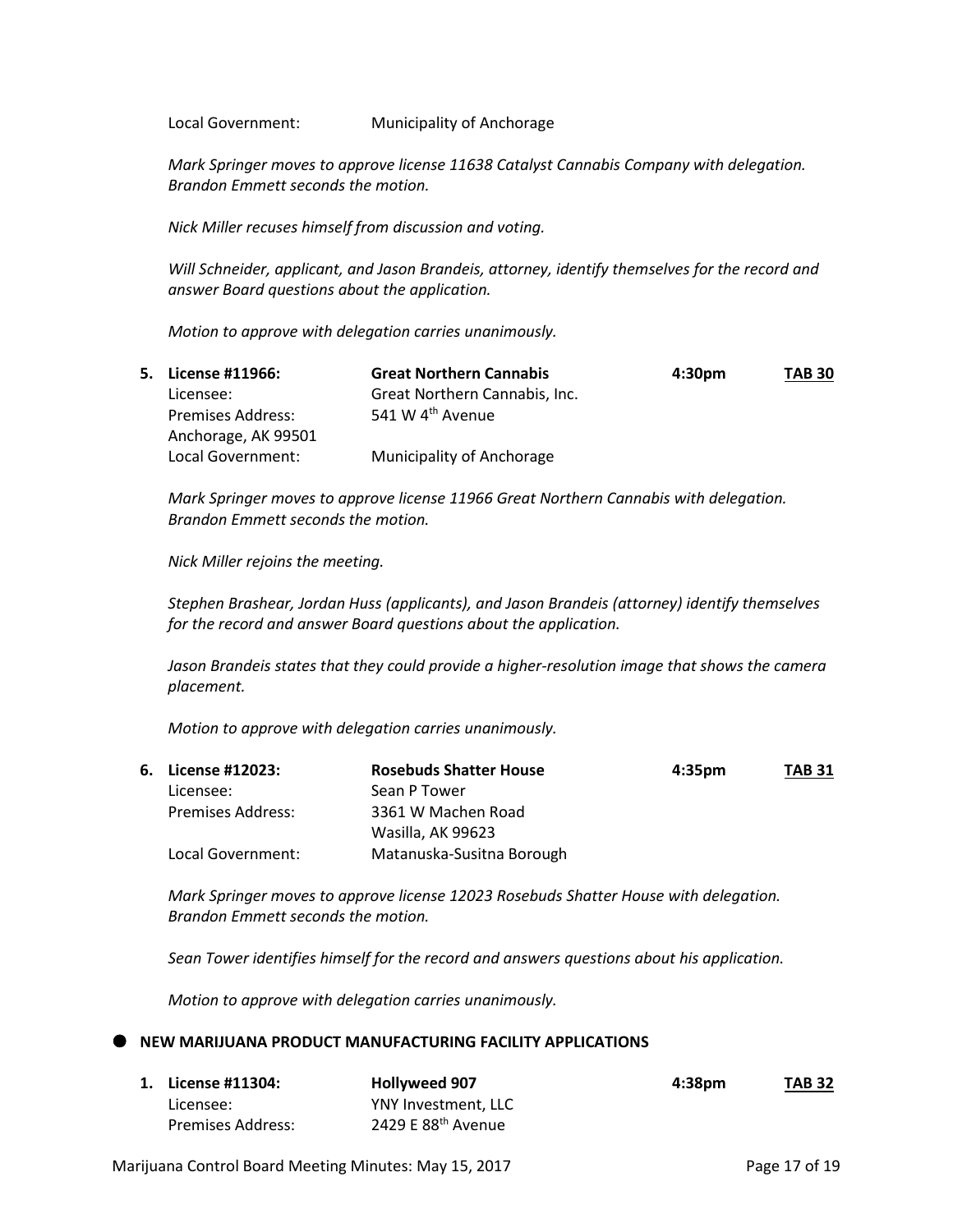Local Government: Municipality of Anchorage

*Mark Springer moves to approve license 11638 Catalyst Cannabis Company with delegation. Brandon Emmett seconds the motion.*

*Nick Miller recuses himself from discussion and voting.*

*Will Schneider, applicant, and Jason Brandeis, attorney, identify themselves for the record and answer Board questions about the application.*

*Motion to approve with delegation carries unanimously.*

5. **License #11966:** **Great Northern Cannabis** **4:30pm** **TAB 30**
   Licensee: Great Northern Cannabis, Inc.
   Premises Address: 541 W 4th Avenue
   Anchorage, AK 99501
   Local Government: Municipality of Anchorage

   *Mark Springer moves to approve license 11966 Great Northern Cannabis with delegation. Brandon Emmett seconds the motion.*

   *Nick Miller rejoins the meeting.*

   *Stephen Brashear, Jordan Huss (applicants), and Jason Brandeis (attorney) identify themselves for the record and answer Board questions about the application.*

   *Jason Brandeis states that they could provide a higher-resolution image that shows the camera placement.*

   *Motion to approve with delegation carries unanimously.*

6. **License #12023:** **Rosebuds Shatter House** **4:35pm** **TAB 31**
   Licensee: Sean P Tower
   Premises Address: 3361 W Machen Road
   Wasilla, AK 99623
   Local Government: Matanuska-Susitna Borough

   *Mark Springer moves to approve license 12023 Rosebuds Shatter House with delegation. Brandon Emmett seconds the motion.*

   *Sean Tower identifies himself for the record and answers questions about his application.*

   *Motion to approve with delegation carries unanimously.*

- **NEW MARIJUANA PRODUCT MANUFACTURING FACILITY APPLICATIONS**

1. **License #11304:** **Hollyweed 907** **4:38pm** **TAB 32**
   Licensee: YNY Investment, LLC
   Premises Address: 2429 E 88th Avenue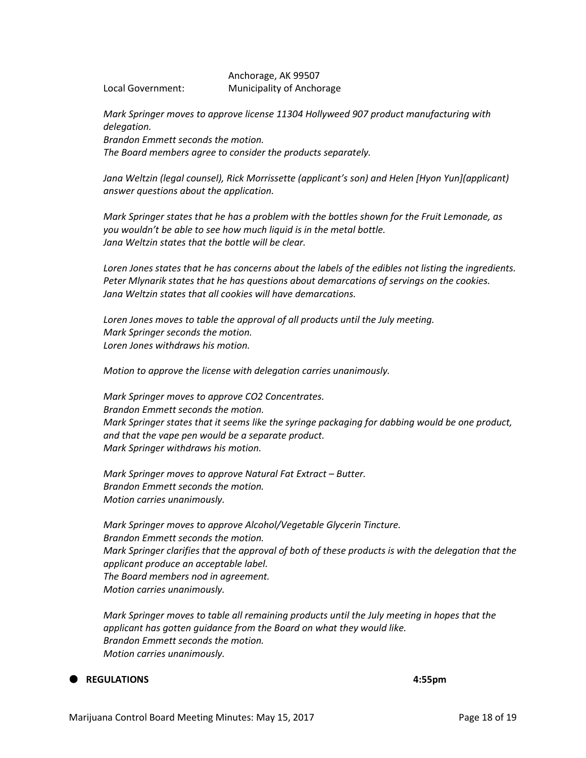Anchorage, AK 99507

Local Government: Municipality of Anchorage

*Mark Springer moves to approve license 11304 Hollyweed 907 product manufacturing with delegation.*
*Brandon Emmett seconds the motion.*
*The Board members agree to consider the products separately.*

*Jana Weltzin (legal counsel), Rick Morrissette (applicant's son) and Helen [Hyon Yun](applicant) answer questions about the application.*

*Mark Springer states that he has a problem with the bottles shown for the Fruit Lemonade, as you wouldn't be able to see how much liquid is in the metal bottle.*
*Jana Weltzin states that the bottle will be clear.*

*Loren Jones states that he has concerns about the labels of the edibles not listing the ingredients.*
*Peter Mlynarik states that he has questions about demarcations of servings on the cookies.*
*Jana Weltzin states that all cookies will have demarcations.*

*Loren Jones moves to table the approval of all products until the July meeting.*
*Mark Springer seconds the motion.*
*Loren Jones withdraws his motion.*

*Motion to approve the license with delegation carries unanimously.*

*Mark Springer moves to approve CO2 Concentrates.*
*Brandon Emmett seconds the motion.*
*Mark Springer states that it seems like the syringe packaging for dabbing would be one product, and that the vape pen would be a separate product.*
*Mark Springer withdraws his motion.*

*Mark Springer moves to approve Natural Fat Extract – Butter.*
*Brandon Emmett seconds the motion.*
*Motion carries unanimously.*

*Mark Springer moves to approve Alcohol/Vegetable Glycerin Tincture.*
*Brandon Emmett seconds the motion.*
*Mark Springer clarifies that the approval of both of these products is with the delegation that the applicant produce an acceptable label.*
*The Board members nod in agreement.*
*Motion carries unanimously.*

*Mark Springer moves to table all remaining products until the July meeting in hopes that the applicant has gotten guidance from the Board on what they would like.*
*Brandon Emmett seconds the motion.*
*Motion carries unanimously.*

- **REGULATIONS** **4:55pm**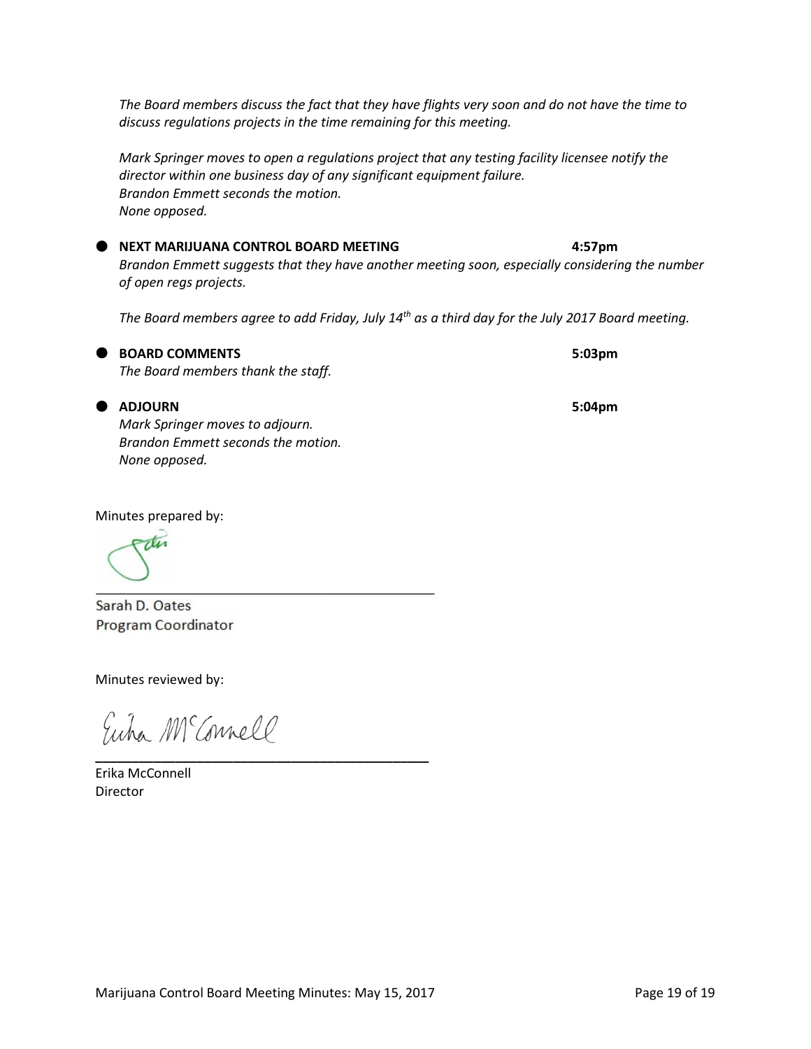*The Board members discuss the fact that they have flights very soon and do not have the time to discuss regulations projects in the time remaining for this meeting.*

*Mark Springer moves to open a regulations project that any testing facility licensee notify the director within one business day of any significant equipment failure.*
*Brandon Emmett seconds the motion.*
*None opposed.*

- **NEXT MARIJUANA CONTROL BOARD MEETING** **4:57pm**
  *Brandon Emmett suggests that they have another meeting soon, especially considering the number of open regs projects.*

  *The Board members agree to add Friday, July 14th as a third day for the July 2017 Board meeting.*

- **BOARD COMMENTS** **5:03pm**
  *The Board members thank the staff.*

- **ADJOURN** **5:04pm**
  *Mark Springer moves to adjourn.*
  *Brandon Emmett seconds the motion.*
  *None opposed.*

Minutes prepared by:

Sarah D. Oates
Program Coordinator

Minutes reviewed by:

Erika McConnell
Director